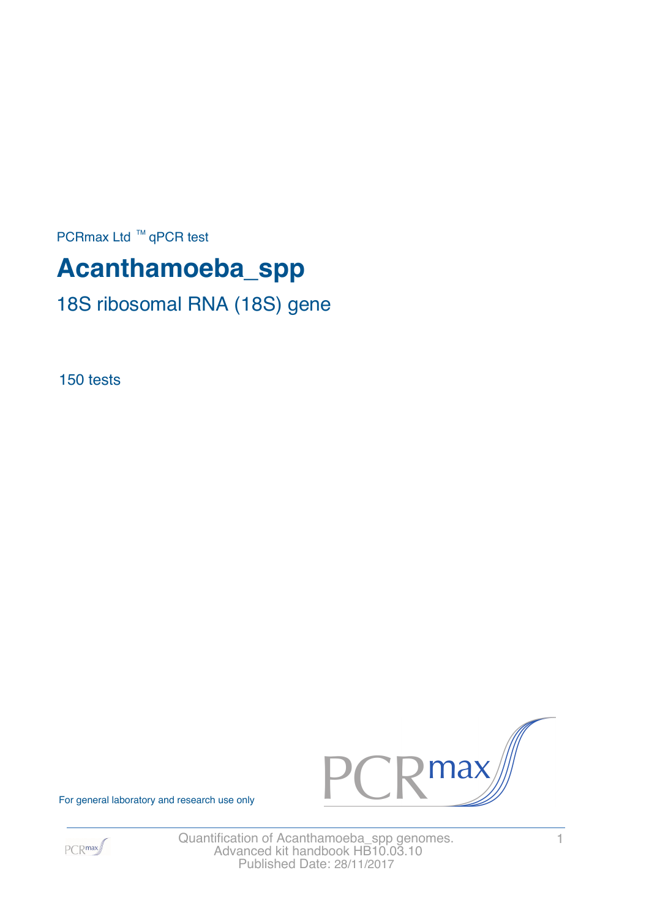PCRmax Ltd ™ qPCR test

# Acanthamoeba_spp

## 18S ribosomal RNA (18S) gene

150 tests

For general laboratory and research use only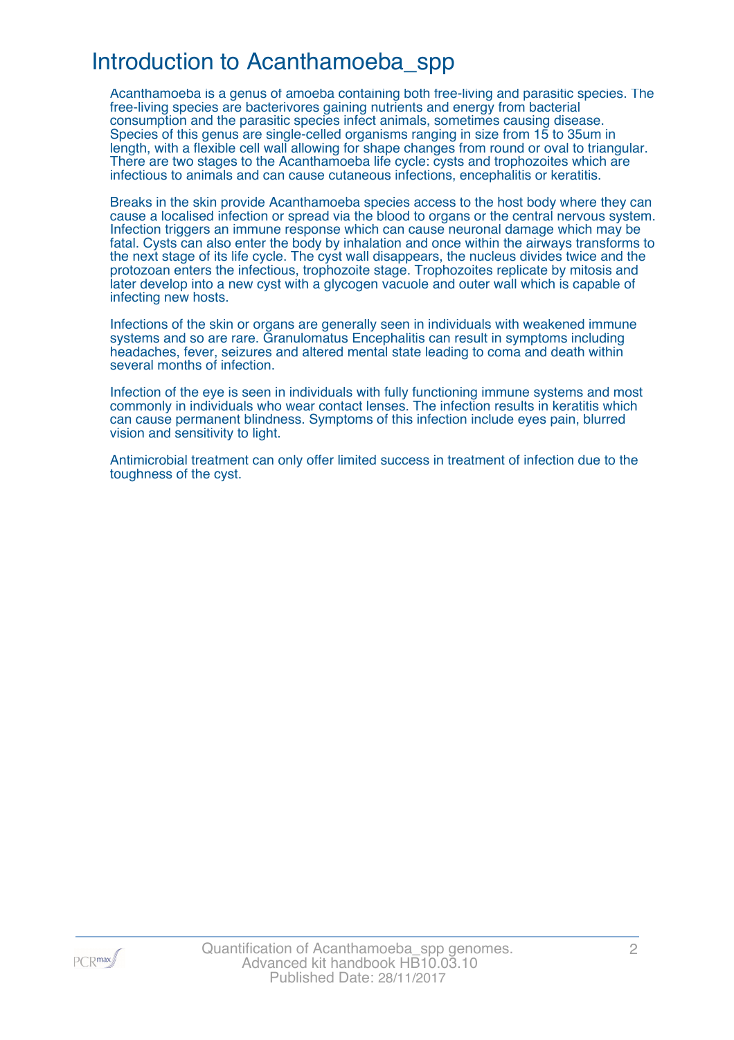# Introduction to Acanthamoeba_spp

Acanthamoeba is a genus of amoeba containing both free-living and parasitic species. The free-living species are bacterivores gaining nutrients and energy from bacterial consumption and the parasitic species infect animals, sometimes causing disease. Species of this genus are single-celled organisms ranging in size from 15 to 35um in length, with a flexible cell wall allowing for shape changes from round or oval to triangular. There are two stages to the Acanthamoeba life cycle: cysts and trophozoites which are infectious to animals and can cause cutaneous infections, encephalitis or keratitis.

Breaks in the skin provide Acanthamoeba species access to the host body where they can cause a localised infection or spread via the blood to organs or the central nervous system. Infection triggers an immune response which can cause neuronal damage which may be fatal. Cysts can also enter the body by inhalation and once within the airways transforms to the next stage of its life cycle. The cyst wall disappears, the nucleus divides twice and the protozoan enters the infectious, trophozoite stage. Trophozoites replicate by mitosis and later develop into a new cyst with a glycogen vacuole and outer wall which is capable of infecting new hosts.

Infections of the skin or organs are generally seen in individuals with weakened immune systems and so are rare. Granulomatus Encephalitis can result in symptoms including headaches, fever, seizures and altered mental state leading to coma and death within several months of infection.

Infection of the eye is seen in individuals with fully functioning immune systems and most commonly in individuals who wear contact lenses. The infection results in keratitis which can cause permanent blindness. Symptoms of this infection include eyes pain, blurred vision and sensitivity to light.

Antimicrobial treatment can only offer limited success in treatment of infection due to the toughness of the cyst.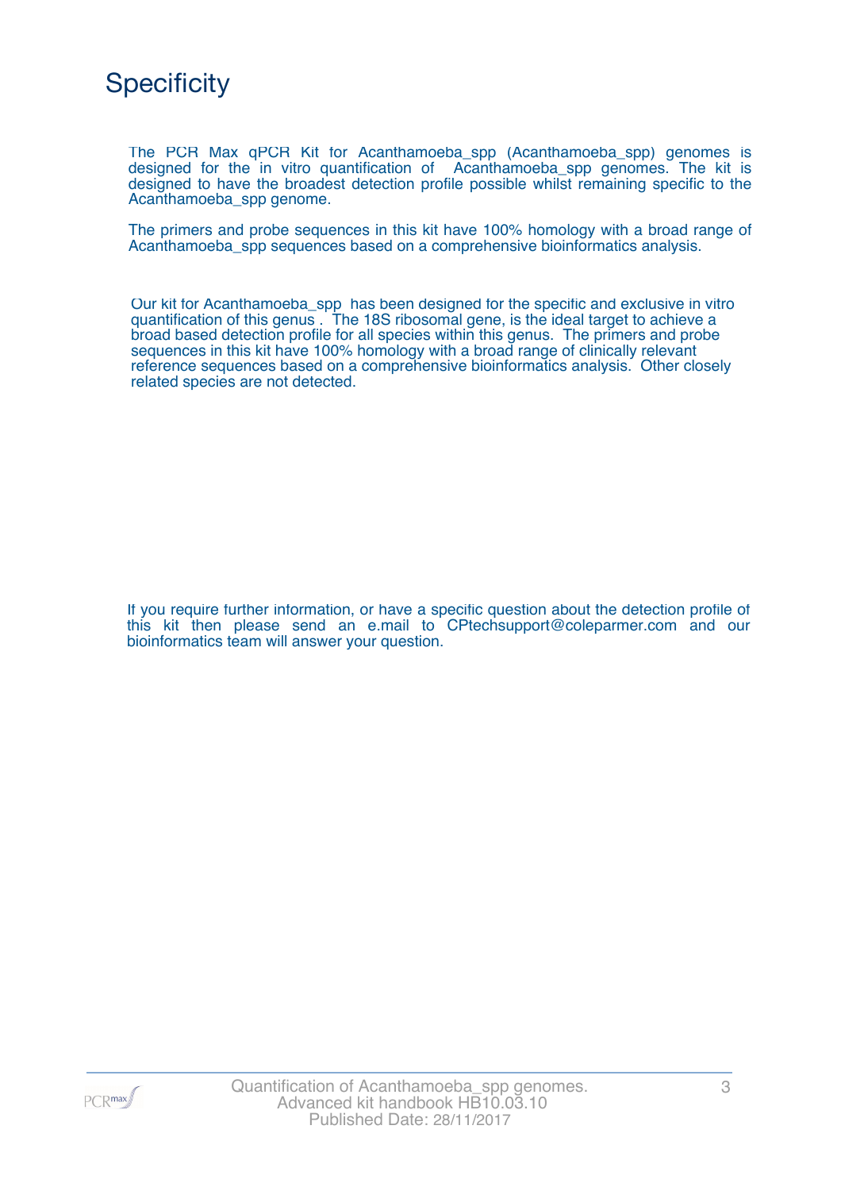# Specificity

The PCR Max qPCR Kit for Acanthamoeba_spp (Acanthamoeba_spp) genomes is designed for the in vitro quantification of Acanthamoeba_spp genomes. The kit is designed to have the broadest detection profile possible whilst remaining specific to the Acanthamoeba_spp genome.

The primers and probe sequences in this kit have 100% homology with a broad range of Acanthamoeba_spp sequences based on a comprehensive bioinformatics analysis.

Our kit for Acanthamoeba_spp has been designed for the specific and exclusive in vitro quantification of this genus . The 18S ribosomal gene, is the ideal target to achieve a broad based detection profile for all species within this genus. The primers and probe sequences in this kit have 100% homology with a broad range of clinically relevant reference sequences based on a comprehensive bioinformatics analysis. Other closely related species are not detected.

If you require further information, or have a specific question about the detection profile of this kit then please send an e.mail to CPtechsupport@coleparmer.com and our bioinformatics team will answer your question.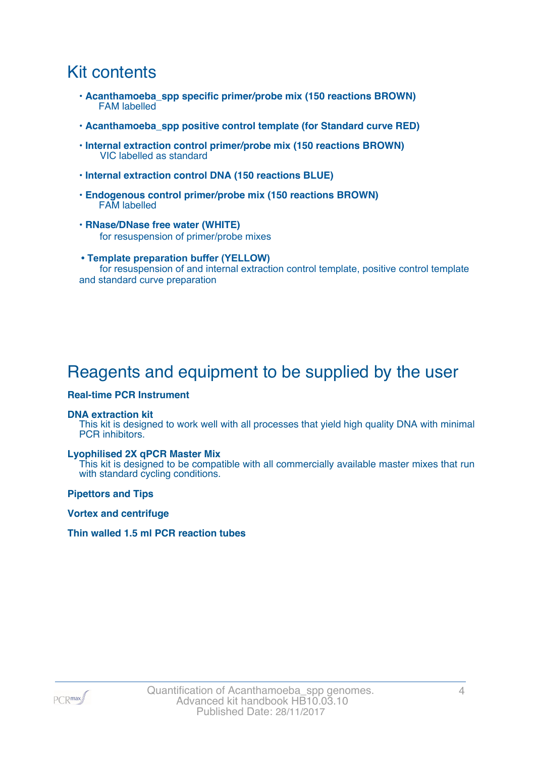# Kit contents

- **Acanthamoeba_spp specific primer/probe mix (150 reactions BROWN)**
  FAM labelled
- **Acanthamoeba_spp positive control template (for Standard curve RED)**
- **Internal extraction control primer/probe mix (150 reactions BROWN)**
  VIC labelled as standard
- **Internal extraction control DNA (150 reactions BLUE)**
- **Endogenous control primer/probe mix (150 reactions BROWN)**
  FAM labelled
- **RNase/DNase free water (WHITE)**
  for resuspension of primer/probe mixes
- **Template preparation buffer (YELLOW)**
  for resuspension of and internal extraction control template, positive control template and standard curve preparation

# Reagents and equipment to be supplied by the user

**Real-time PCR Instrument**

**DNA extraction kit**
This kit is designed to work well with all processes that yield high quality DNA with minimal PCR inhibitors.

**Lyophilised 2X qPCR Master Mix**
This kit is designed to be compatible with all commercially available master mixes that run with standard cycling conditions.

**Pipettors and Tips**

**Vortex and centrifuge**

**Thin walled 1.5 ml PCR reaction tubes**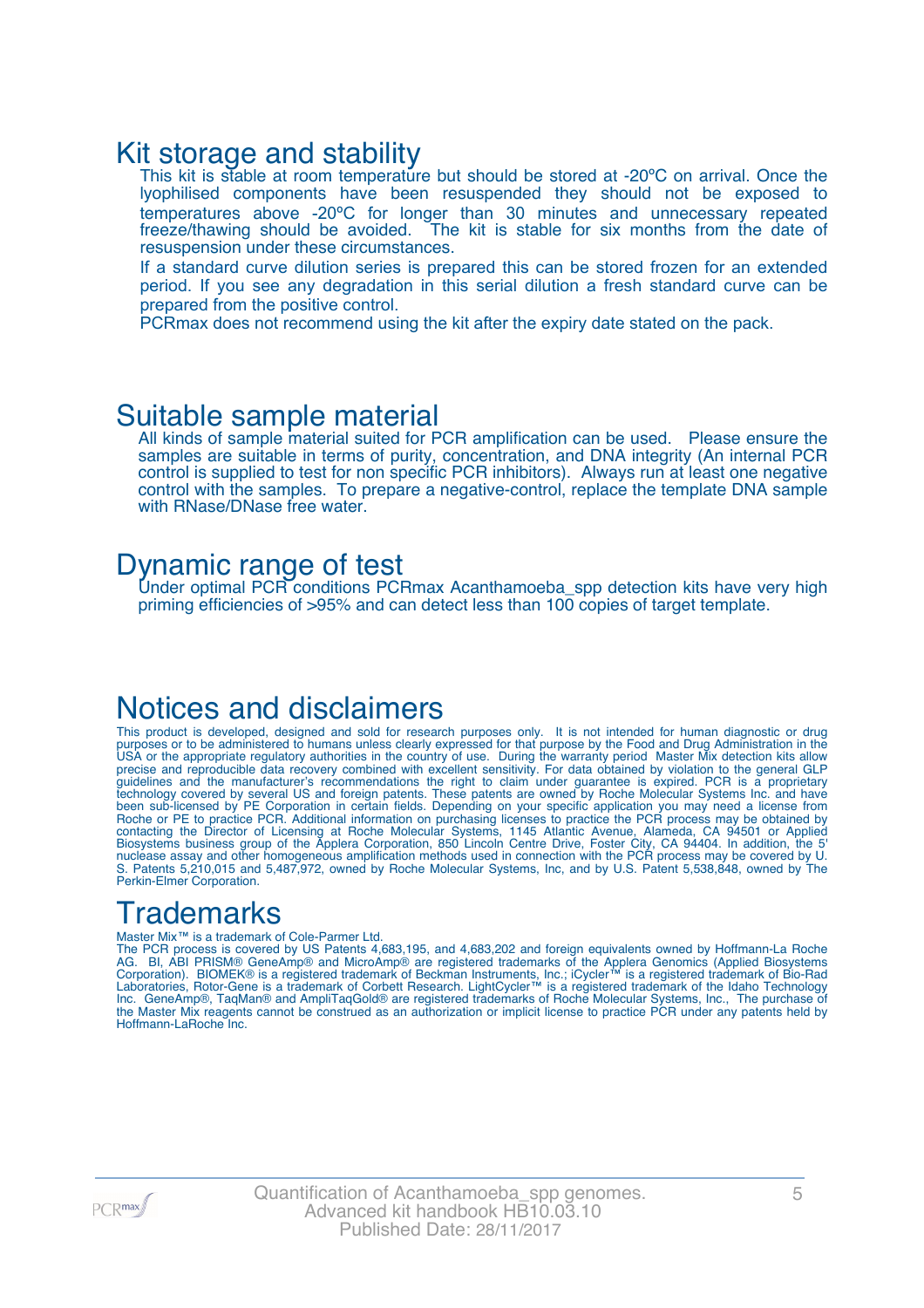# Kit storage and stability

This kit is stable at room temperature but should be stored at -20ºC on arrival. Once the lyophilised components have been resuspended they should not be exposed to temperatures above -20ºC for longer than 30 minutes and unnecessary repeated freeze/thawing should be avoided. The kit is stable for six months from the date of resuspension under these circumstances.

If a standard curve dilution series is prepared this can be stored frozen for an extended period. If you see any degradation in this serial dilution a fresh standard curve can be prepared from the positive control.

PCRmax does not recommend using the kit after the expiry date stated on the pack.

# Suitable sample material

All kinds of sample material suited for PCR amplification can be used. Please ensure the samples are suitable in terms of purity, concentration, and DNA integrity (An internal PCR control is supplied to test for non specific PCR inhibitors). Always run at least one negative control with the samples. To prepare a negative-control, replace the template DNA sample with RNase/DNase free water.

# Dynamic range of test

Under optimal PCR conditions PCRmax Acanthamoeba_spp detection kits have very high priming efficiencies of >95% and can detect less than 100 copies of target template.

# Notices and disclaimers

This product is developed, designed and sold for research purposes only. It is not intended for human diagnostic or drug purposes or to be administered to humans unless clearly expressed for that purpose by the Food and Drug Administration in the USA or the appropriate regulatory authorities in the country of use. During the warranty period Master Mix detection kits allow precise and reproducible data recovery combined with excellent sensitivity. For data obtained by violation to the general GLP guidelines and the manufacturer's recommendations the right to claim under guarantee is expired. PCR is a proprietary technology covered by several US and foreign patents. These patents are owned by Roche Molecular Systems Inc. and have been sub-licensed by PE Corporation in certain fields. Depending on your specific application you may need a license from Roche or PE to practice PCR. Additional information on purchasing licenses to practice the PCR process may be obtained by contacting the Director of Licensing at Roche Molecular Systems, 1145 Atlantic Avenue, Alameda, CA 94501 or Applied Biosystems business group of the Applera Corporation, 850 Lincoln Centre Drive, Foster City, CA 94404. In addition, the 5' nuclease assay and other homogeneous amplification methods used in connection with the PCR process may be covered by U. S. Patents 5,210,015 and 5,487,972, owned by Roche Molecular Systems, Inc, and by U.S. Patent 5,538,848, owned by The Perkin-Elmer Corporation.

# Trademarks

Master Mix™ is a trademark of Cole-Parmer Ltd.
The PCR process is covered by US Patents 4,683,195, and 4,683,202 and foreign equivalents owned by Hoffmann-La Roche AG. BI, ABI PRISM® GeneAmp® and MicroAmp® are registered trademarks of the Applera Genomics (Applied Biosystems Corporation). BIOMEK® is a registered trademark of Beckman Instruments, Inc.; iCycler™ is a registered trademark of Bio-Rad Laboratories, Rotor-Gene is a trademark of Corbett Research. LightCycler™ is a registered trademark of the Idaho Technology Inc. GeneAmp®, TaqMan® and AmpliTaqGold® are registered trademarks of Roche Molecular Systems, Inc., The purchase of the Master Mix reagents cannot be construed as an authorization or implicit license to practice PCR under any patents held by Hoffmann-LaRoche Inc.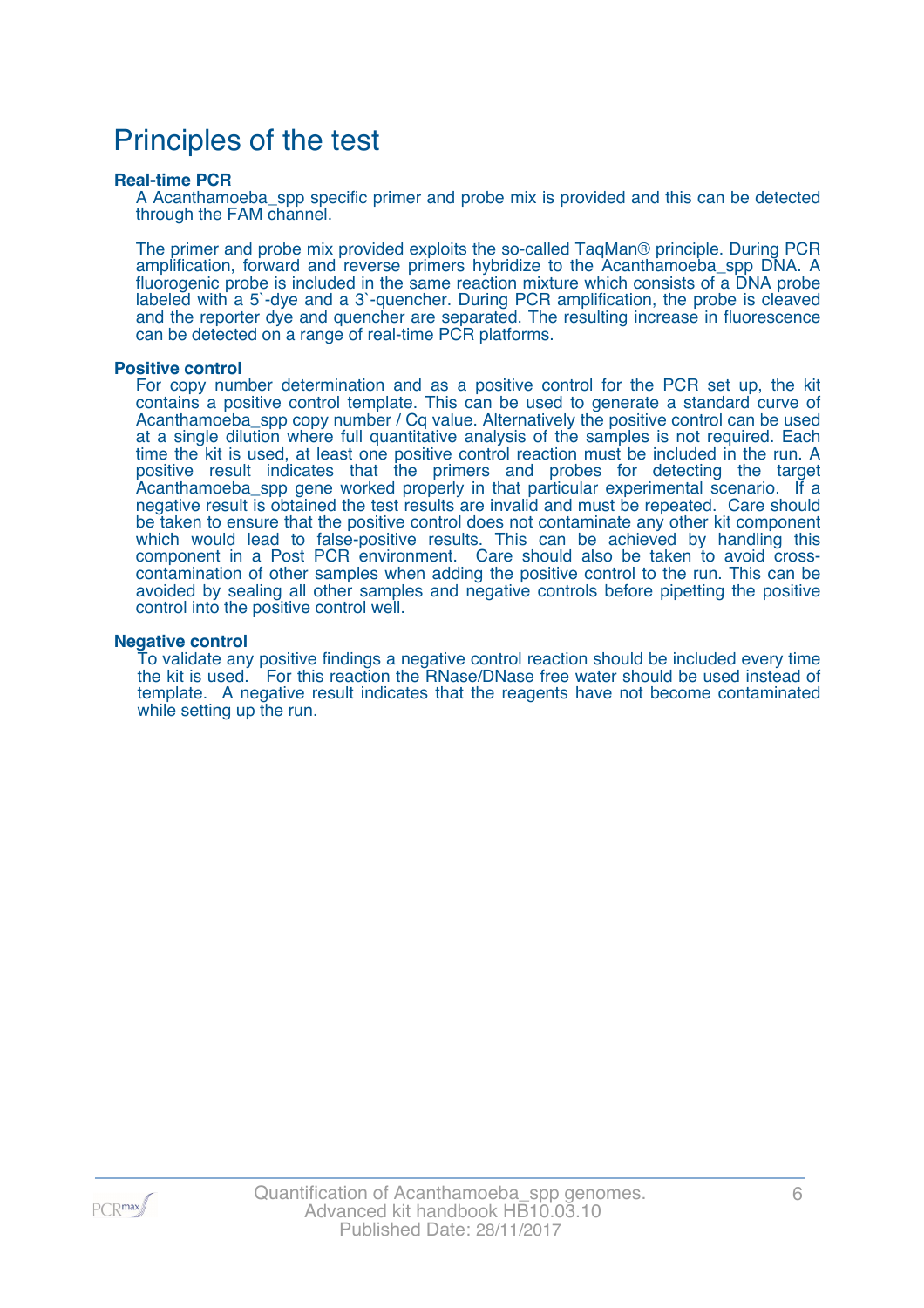# Principles of the test

### Real-time PCR

A Acanthamoeba_spp specific primer and probe mix is provided and this can be detected through the FAM channel.

The primer and probe mix provided exploits the so-called TaqMan® principle. During PCR amplification, forward and reverse primers hybridize to the Acanthamoeba_spp DNA. A fluorogenic probe is included in the same reaction mixture which consists of a DNA probe labeled with a 5`-dye and a 3`-quencher. During PCR amplification, the probe is cleaved and the reporter dye and quencher are separated. The resulting increase in fluorescence can be detected on a range of real-time PCR platforms.

### Positive control

For copy number determination and as a positive control for the PCR set up, the kit contains a positive control template. This can be used to generate a standard curve of Acanthamoeba_spp copy number / Cq value. Alternatively the positive control can be used at a single dilution where full quantitative analysis of the samples is not required. Each time the kit is used, at least one positive control reaction must be included in the run. A positive result indicates that the primers and probes for detecting the target Acanthamoeba_spp gene worked properly in that particular experimental scenario. If a negative result is obtained the test results are invalid and must be repeated. Care should be taken to ensure that the positive control does not contaminate any other kit component which would lead to false-positive results. This can be achieved by handling this component in a Post PCR environment. Care should also be taken to avoid cross-contamination of other samples when adding the positive control to the run. This can be avoided by sealing all other samples and negative controls before pipetting the positive control into the positive control well.

### Negative control

To validate any positive findings a negative control reaction should be included every time the kit is used. For this reaction the RNase/DNase free water should be used instead of template. A negative result indicates that the reagents have not become contaminated while setting up the run.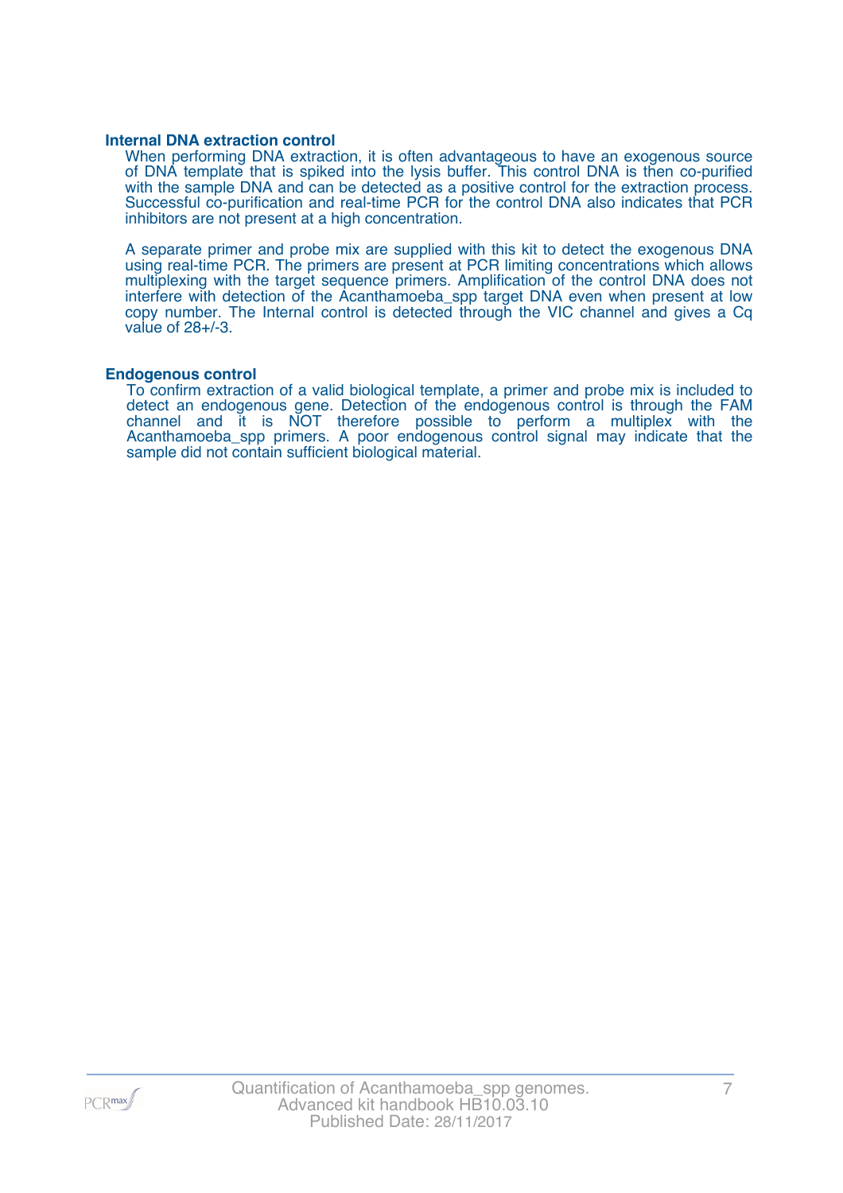### Internal DNA extraction control

When performing DNA extraction, it is often advantageous to have an exogenous source of DNA template that is spiked into the lysis buffer. This control DNA is then co-purified with the sample DNA and can be detected as a positive control for the extraction process. Successful co-purification and real-time PCR for the control DNA also indicates that PCR inhibitors are not present at a high concentration.

A separate primer and probe mix are supplied with this kit to detect the exogenous DNA using real-time PCR. The primers are present at PCR limiting concentrations which allows multiplexing with the target sequence primers. Amplification of the control DNA does not interfere with detection of the Acanthamoeba_spp target DNA even when present at low copy number. The Internal control is detected through the VIC channel and gives a Cq value of 28+/-3.

### Endogenous control

To confirm extraction of a valid biological template, a primer and probe mix is included to detect an endogenous gene. Detection of the endogenous control is through the FAM channel and it is NOT therefore possible to perform a multiplex with the Acanthamoeba_spp primers. A poor endogenous control signal may indicate that the sample did not contain sufficient biological material.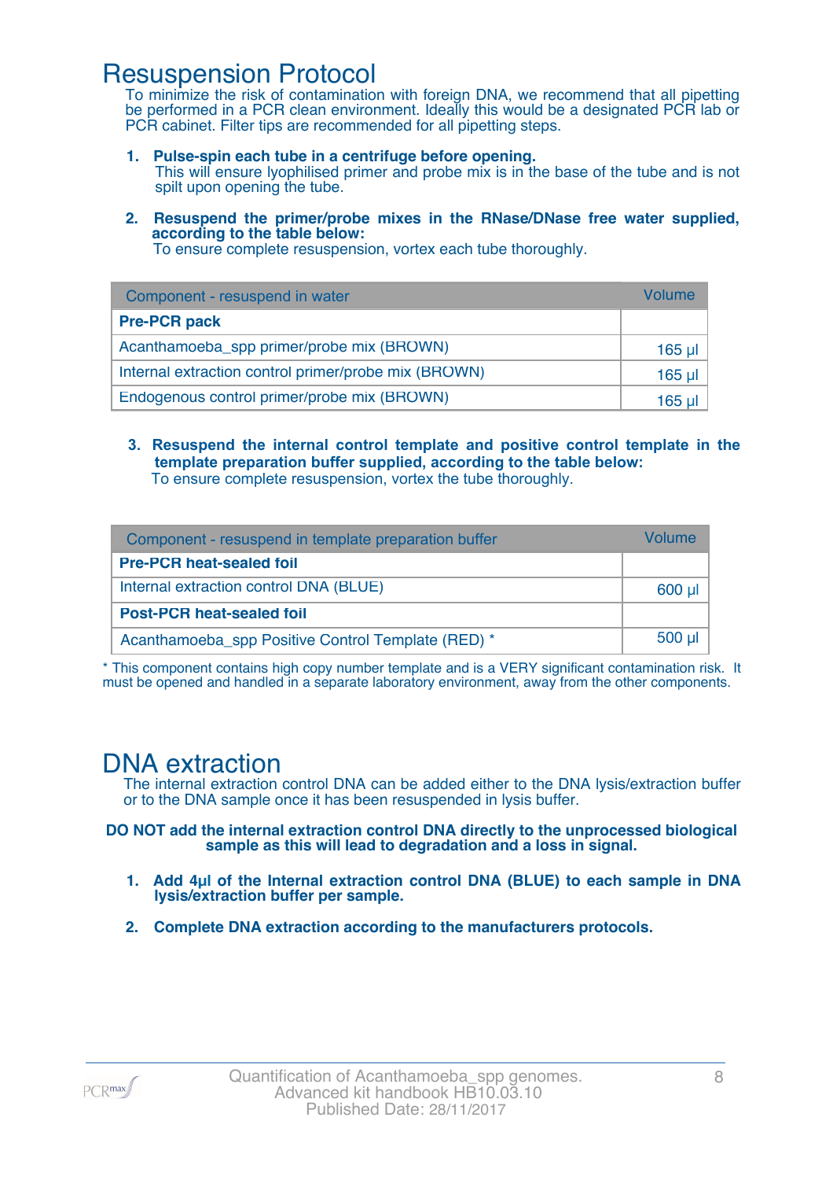# Resuspension Protocol

To minimize the risk of contamination with foreign DNA, we recommend that all pipetting be performed in a PCR clean environment. Ideally this would be a designated PCR lab or PCR cabinet. Filter tips are recommended for all pipetting steps.

1. **Pulse-spin each tube in a centrifuge before opening.**
   This will ensure lyophilised primer and probe mix is in the base of the tube and is not spilt upon opening the tube.

2. **Resuspend the primer/probe mixes in the RNase/DNase free water supplied, according to the table below:**
   To ensure complete resuspension, vortex each tube thoroughly.

| Component - resuspend in water | Volume |
|---|---|
| **Pre-PCR pack** | |
| Acanthamoeba_spp primer/probe mix (BROWN) | 165 µl |
| Internal extraction control primer/probe mix (BROWN) | 165 µl |
| Endogenous control primer/probe mix (BROWN) | 165 µl |

3. **Resuspend the internal control template and positive control template in the template preparation buffer supplied, according to the table below:**
   To ensure complete resuspension, vortex the tube thoroughly.

| Component - resuspend in template preparation buffer | Volume |
|---|---|
| **Pre-PCR heat-sealed foil** | |
| Internal extraction control DNA (BLUE) | 600 µl |
| **Post-PCR heat-sealed foil** | |
| Acanthamoeba_spp Positive Control Template (RED) * | 500 µl |

* This component contains high copy number template and is a VERY significant contamination risk. It must be opened and handled in a separate laboratory environment, away from the other components.

# DNA extraction

The internal extraction control DNA can be added either to the DNA lysis/extraction buffer or to the DNA sample once it has been resuspended in lysis buffer.

**DO NOT add the internal extraction control DNA directly to the unprocessed biological sample as this will lead to degradation and a loss in signal.**

1. **Add 4µl of the Internal extraction control DNA (BLUE) to each sample in DNA lysis/extraction buffer per sample.**

2. **Complete DNA extraction according to the manufacturers protocols.**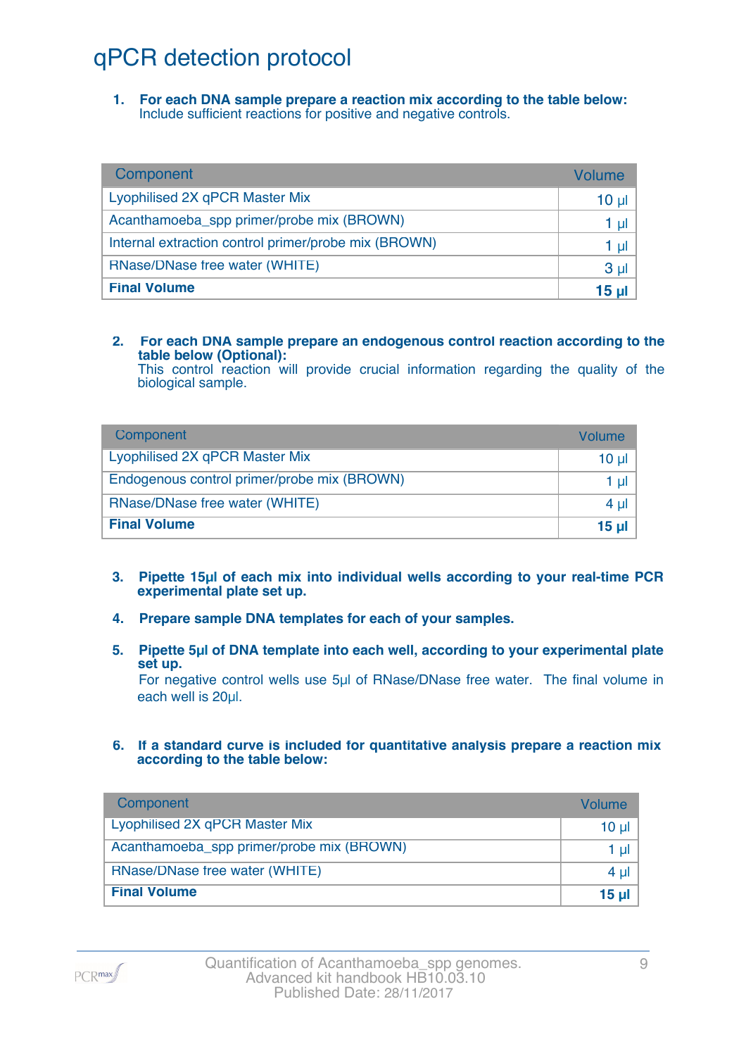# qPCR detection protocol

1. **For each DNA sample prepare a reaction mix according to the table below:**
   Include sufficient reactions for positive and negative controls.

| Component | Volume |
|---|---|
| Lyophilised 2X qPCR Master Mix | 10 µl |
| Acanthamoeba_spp primer/probe mix (BROWN) | 1 µl |
| Internal extraction control primer/probe mix (BROWN) | 1 µl |
| RNase/DNase free water (WHITE) | 3 µl |
| **Final Volume** | **15 µl** |

2. **For each DNA sample prepare an endogenous control reaction according to the table below (Optional):**
   This control reaction will provide crucial information regarding the quality of the biological sample.

| Component | Volume |
|---|---|
| Lyophilised 2X qPCR Master Mix | 10 µl |
| Endogenous control primer/probe mix (BROWN) | 1 µl |
| RNase/DNase free water (WHITE) | 4 µl |
| **Final Volume** | **15 µl** |

3. **Pipette 15µl of each mix into individual wells according to your real-time PCR experimental plate set up.**

4. **Prepare sample DNA templates for each of your samples.**

5. **Pipette 5µl of DNA template into each well, according to your experimental plate set up.**
   For negative control wells use 5µl of RNase/DNase free water. The final volume in each well is 20µl.

6. **If a standard curve is included for quantitative analysis prepare a reaction mix according to the table below:**

| Component | Volume |
|---|---|
| Lyophilised 2X qPCR Master Mix | 10 µl |
| Acanthamoeba_spp primer/probe mix (BROWN) | 1 µl |
| RNase/DNase free water (WHITE) | 4 µl |
| **Final Volume** | **15 µl** |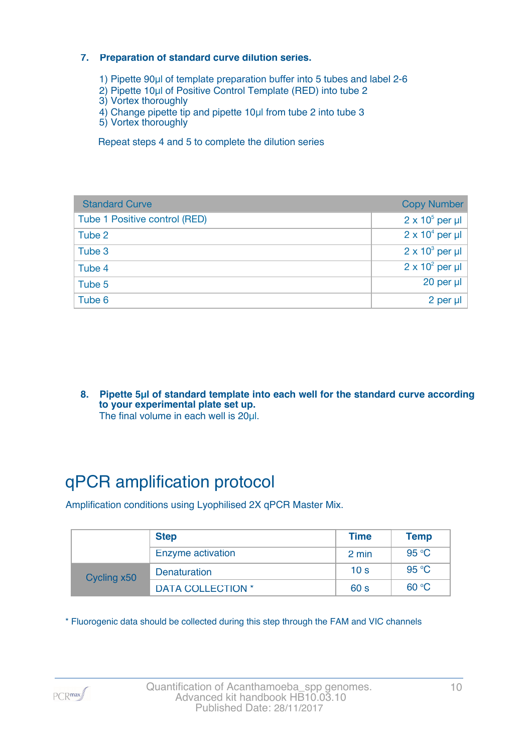### 7. Preparation of standard curve dilution series.

1) Pipette 90µl of template preparation buffer into 5 tubes and label 2-6
2) Pipette 10µl of Positive Control Template (RED) into tube 2
3) Vortex thoroughly
4) Change pipette tip and pipette 10µl from tube 2 into tube 3
5) Vortex thoroughly

Repeat steps 4 and 5 to complete the dilution series

| Standard Curve | Copy Number |
|---|---|
| Tube 1 Positive control (RED) | $2 \times 10^5$ per µl |
| Tube 2 | $2 \times 10^4$ per µl |
| Tube 3 | $2 \times 10^3$ per µl |
| Tube 4 | $2 \times 10^2$ per µl |
| Tube 5 | 20 per µl |
| Tube 6 | 2 per µl |

### 8. Pipette 5µl of standard template into each well for the standard curve according to your experimental plate set up.

The final volume in each well is 20µl.

# qPCR amplification protocol

Amplification conditions using Lyophilised 2X qPCR Master Mix.

| | Step | Time | Temp |
|---|---|---|---|
| | Enzyme activation | 2 min | 95 °C |
| Cycling x50 | Denaturation | 10 s | 95 °C |
| | DATA COLLECTION * | 60 s | 60 °C |

* Fluorogenic data should be collected during this step through the FAM and VIC channels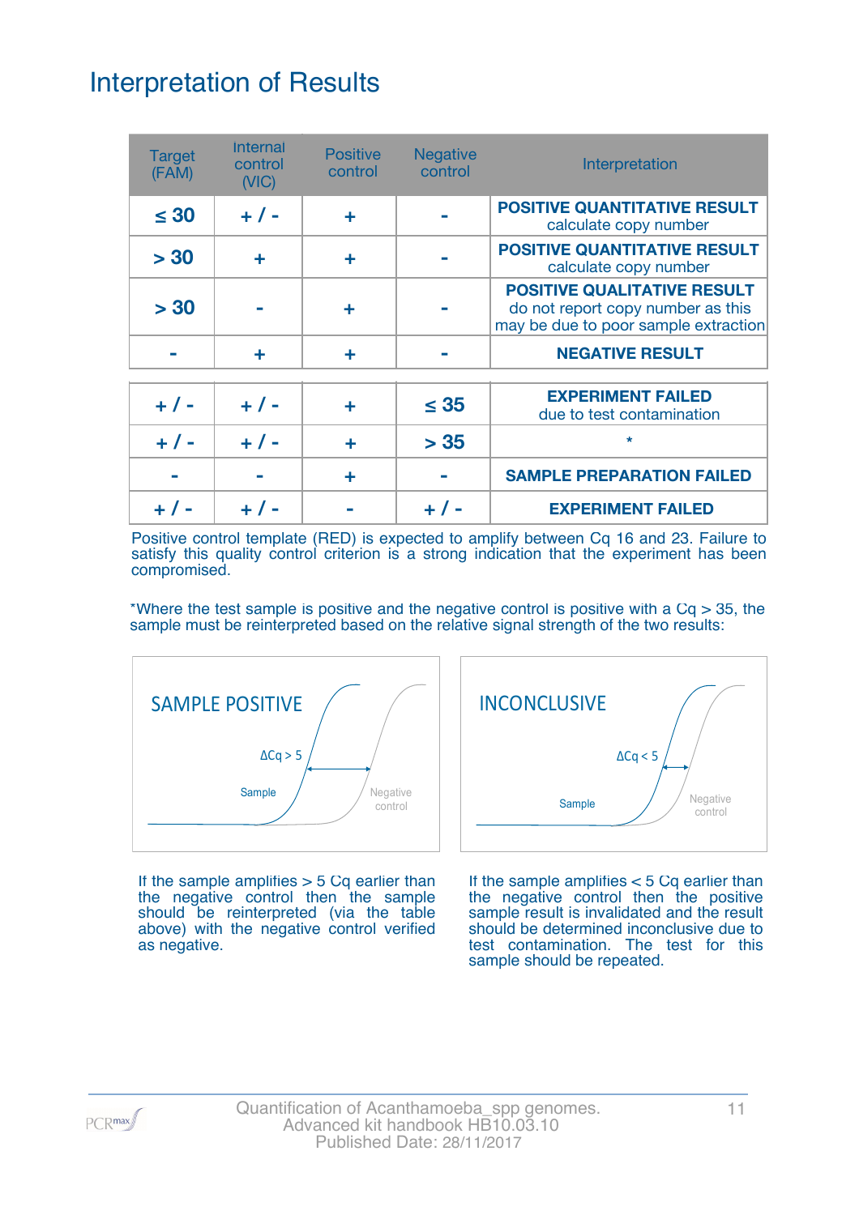# Interpretation of Results

| Target (FAM) | Internal control (VIC) | Positive control | Negative control | Interpretation |
|---|---|---|---|---|
| ≤ 30 | + / - | + | - | **POSITIVE QUANTITATIVE RESULT** calculate copy number |
| > 30 | + | + | - | **POSITIVE QUANTITATIVE RESULT** calculate copy number |
| > 30 | - | + | - | **POSITIVE QUALITATIVE RESULT** do not report copy number as this may be due to poor sample extraction |
| - | + | + | - | **NEGATIVE RESULT** |
| + / - | + / - | + | ≤ 35 | **EXPERIMENT FAILED** due to test contamination |
| + / - | + / - | + | > 35 | * |
| - | - | + | - | **SAMPLE PREPARATION FAILED** |
| + / - | + / - | - | + / - | **EXPERIMENT FAILED** |

Positive control template (RED) is expected to amplify between Cq 16 and 23. Failure to satisfy this quality control criterion is a strong indication that the experiment has been compromised.

*Where the test sample is positive and the negative control is positive with a Cq > 35, the sample must be reinterpreted based on the relative signal strength of the two results:

SAMPLE POSITIVE

ΔCq > 5

Sample

Negative control

INCONCLUSIVE

ΔCq < 5

Sample

Negative control

If the sample amplifies > 5 Cq earlier than the negative control then the sample should be reinterpreted (via the table above) with the negative control verified as negative.

If the sample amplifies < 5 Cq earlier than the negative control then the positive sample result is invalidated and the result should be determined inconclusive due to test contamination. The test for this sample should be repeated.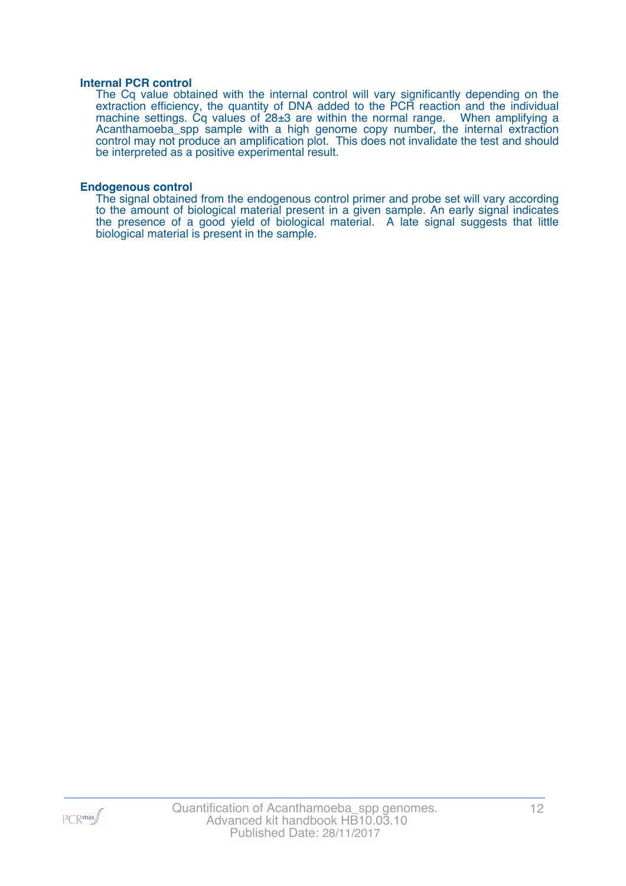**Internal PCR control**

The Cq value obtained with the internal control will vary significantly depending on the extraction efficiency, the quantity of DNA added to the PCR reaction and the individual machine settings. Cq values of 28±3 are within the normal range. When amplifying a Acanthamoeba_spp sample with a high genome copy number, the internal extraction control may not produce an amplification plot. This does not invalidate the test and should be interpreted as a positive experimental result.

**Endogenous control**

The signal obtained from the endogenous control primer and probe set will vary according to the amount of biological material present in a given sample. An early signal indicates the presence of a good yield of biological material. A late signal suggests that little biological material is present in the sample.